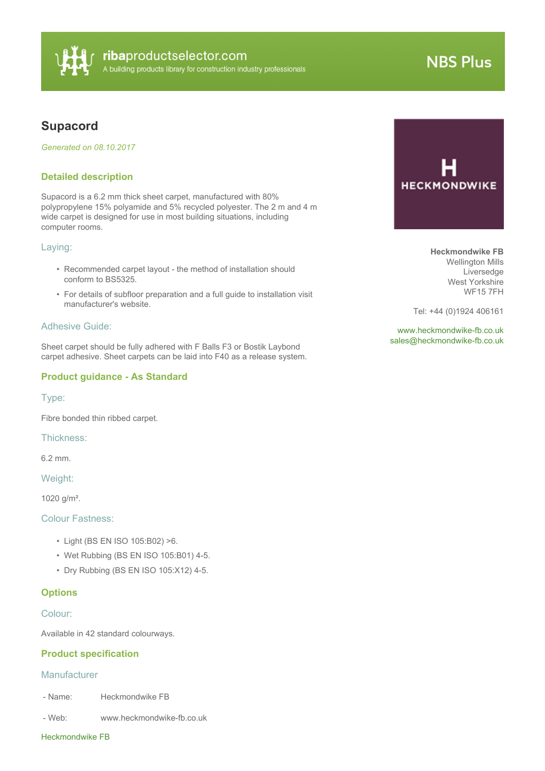ribaproductselector.com
A building products library for construction industry professionals

NBS Plus

# Supacord

*Generated on 08.10.2017*

HECKMONDWIKE

**Heckmondwike FB**
Wellington Mills
Liversedge
West Yorkshire
WF15 7FH

Tel: +44 (0)1924 406161

www.heckmondwike-fb.co.uk
sales@heckmondwike-fb.co.uk

## Detailed description

Supacord is a 6.2 mm thick sheet carpet, manufactured with 80% polypropylene 15% polyamide and 5% recycled polyester. The 2 m and 4 m wide carpet is designed for use in most building situations, including computer rooms.

### Laying:

- Recommended carpet layout - the method of installation should conform to BS5325.
- For details of subfloor preparation and a full guide to installation visit manufacturer's website.

### Adhesive Guide:

Sheet carpet should be fully adhered with F Balls F3 or Bostik Laybond carpet adhesive. Sheet carpets can be laid into F40 as a release system.

## Product guidance - As Standard

### Type:

Fibre bonded thin ribbed carpet.

### Thickness:

6.2 mm.

### Weight:

1020 g/m².

### Colour Fastness:

- Light (BS EN ISO 105:B02) >6.
- Wet Rubbing (BS EN ISO 105:B01) 4-5.
- Dry Rubbing (BS EN ISO 105:X12) 4-5.

## Options

### Colour:

Available in 42 standard colourways.

## Product specification

### Manufacturer

| | |
|---|---|
| - Name: | Heckmondwike FB |
| - Web: | www.heckmondwike-fb.co.uk |

Heckmondwike FB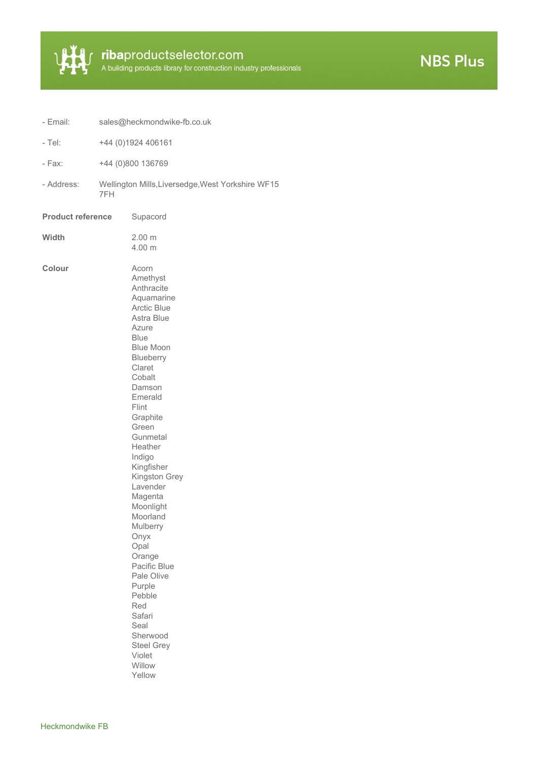- Email: sales@heckmondwike-fb.co.uk

- Tel: +44 (0)1924 406161

- Fax: +44 (0)800 136769

- Address: Wellington Mills,Liversedge,West Yorkshire WF15 7FH

**Product reference** Supacord

**Width** 2.00 m
4.00 m

**Colour** Acorn
Amethyst
Anthracite
Aquamarine
Arctic Blue
Astra Blue
Azure
Blue
Blue Moon
Blueberry
Claret
Cobalt
Damson
Emerald
Flint
Graphite
Green
Gunmetal
Heather
Indigo
Kingfisher
Kingston Grey
Lavender
Magenta
Moonlight
Moorland
Mulberry
Onyx
Opal
Orange
Pacific Blue
Pale Olive
Purple
Pebble
Red
Safari
Seal
Sherwood
Steel Grey
Violet
Willow
Yellow